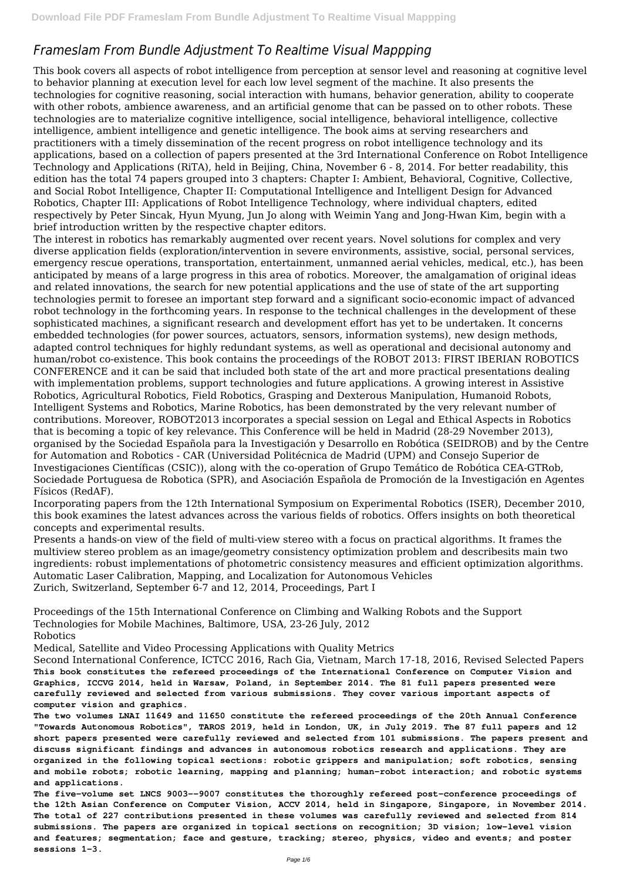# Frameslam From Bundle Adjustment To Realtime Visual Mappping

This book covers all aspects of robot intelligence from perception at sensor level and reasoning at cognitive level to behavior planning at execution level for each low level segment of the machine. It also presents the technologies for cognitive reasoning, social interaction with humans, behavior generation, ability to cooperate with other robots, ambience awareness, and an artificial genome that can be passed on to other robots. These technologies are to materialize cognitive intelligence, social intelligence, behavioral intelligence, collective intelligence, ambient intelligence and genetic intelligence. The book aims at serving researchers and practitioners with a timely dissemination of the recent progress on robot intelligence technology and its applications, based on a collection of papers presented at the 3rd International Conference on Robot Intelligence Technology and Applications (RiTA), held in Beijing, China, November 6 - 8, 2014. For better readability, this edition has the total 74 papers grouped into 3 chapters: Chapter I: Ambient, Behavioral, Cognitive, Collective, and Social Robot Intelligence, Chapter II: Computational Intelligence and Intelligent Design for Advanced Robotics, Chapter III: Applications of Robot Intelligence Technology, where individual chapters, edited respectively by Peter Sincak, Hyun Myung, Jun Jo along with Weimin Yang and Jong-Hwan Kim, begin with a brief introduction written by the respective chapter editors.

The interest in robotics has remarkably augmented over recent years. Novel solutions for complex and very diverse application fields (exploration/intervention in severe environments, assistive, social, personal services, emergency rescue operations, transportation, entertainment, unmanned aerial vehicles, medical, etc.), has been anticipated by means of a large progress in this area of robotics. Moreover, the amalgamation of original ideas and related innovations, the search for new potential applications and the use of state of the art supporting technologies permit to foresee an important step forward and a significant socio-economic impact of advanced robot technology in the forthcoming years. In response to the technical challenges in the development of these sophisticated machines, a significant research and development effort has yet to be undertaken. It concerns embedded technologies (for power sources, actuators, sensors, information systems), new design methods, adapted control techniques for highly redundant systems, as well as operational and decisional autonomy and human/robot co-existence. This book contains the proceedings of the ROBOT 2013: FIRST IBERIAN ROBOTICS CONFERENCE and it can be said that included both state of the art and more practical presentations dealing with implementation problems, support technologies and future applications. A growing interest in Assistive Robotics, Agricultural Robotics, Field Robotics, Grasping and Dexterous Manipulation, Humanoid Robots, Intelligent Systems and Robotics, Marine Robotics, has been demonstrated by the very relevant number of contributions. Moreover, ROBOT2013 incorporates a special session on Legal and Ethical Aspects in Robotics that is becoming a topic of key relevance. This Conference will be held in Madrid (28-29 November 2013), organised by the Sociedad Española para la Investigación y Desarrollo en Robótica (SEIDROB) and by the Centre for Automation and Robotics - CAR (Universidad Politécnica de Madrid (UPM) and Consejo Superior de Investigaciones Científicas (CSIC)), along with the co-operation of Grupo Temático de Robótica CEA-GTRob, Sociedade Portuguesa de Robotica (SPR), and Asociación Española de Promoción de la Investigación en Agentes Físicos (RedAF).

Incorporating papers from the 12th International Symposium on Experimental Robotics (ISER), December 2010, this book examines the latest advances across the various fields of robotics. Offers insights on both theoretical concepts and experimental results.

Presents a hands-on view of the field of multi-view stereo with a focus on practical algorithms. It frames the multiview stereo problem as an image/geometry consistency optimization problem and describesits main two ingredients: robust implementations of photometric consistency measures and efficient optimization algorithms.

Automatic Laser Calibration, Mapping, and Localization for Autonomous Vehicles

Zurich, Switzerland, September 6-7 and 12, 2014, Proceedings, Part I

Proceedings of the 15th International Conference on Climbing and Walking Robots and the Support Technologies for Mobile Machines, Baltimore, USA, 23-26 July, 2012

Robotics

Medical, Satellite and Video Processing Applications with Quality Metrics

Second International Conference, ICTCC 2016, Rach Gia, Vietnam, March 17-18, 2016, Revised Selected Papers

**This book constitutes the refereed proceedings of the International Conference on Computer Vision and Graphics, ICCVG 2014, held in Warsaw, Poland, in September 2014. The 81 full papers presented were carefully reviewed and selected from various submissions. They cover various important aspects of computer vision and graphics.**

**The two volumes LNAI 11649 and 11650 constitute the refereed proceedings of the 20th Annual Conference "Towards Autonomous Robotics", TAROS 2019, held in London, UK, in July 2019. The 87 full papers and 12 short papers presented were carefully reviewed and selected from 101 submissions. The papers present and discuss significant findings and advances in autonomous robotics research and applications. They are organized in the following topical sections: robotic grippers and manipulation; soft robotics, sensing and mobile robots; robotic learning, mapping and planning; human-robot interaction; and robotic systems and applications.**

**The five-volume set LNCS 9003--9007 constitutes the thoroughly refereed post-conference proceedings of the 12th Asian Conference on Computer Vision, ACCV 2014, held in Singapore, Singapore, in November 2014. The total of 227 contributions presented in these volumes was carefully reviewed and selected from 814 submissions. The papers are organized in topical sections on recognition; 3D vision; low-level vision and features; segmentation; face and gesture, tracking; stereo, physics, video and events; and poster sessions 1-3.**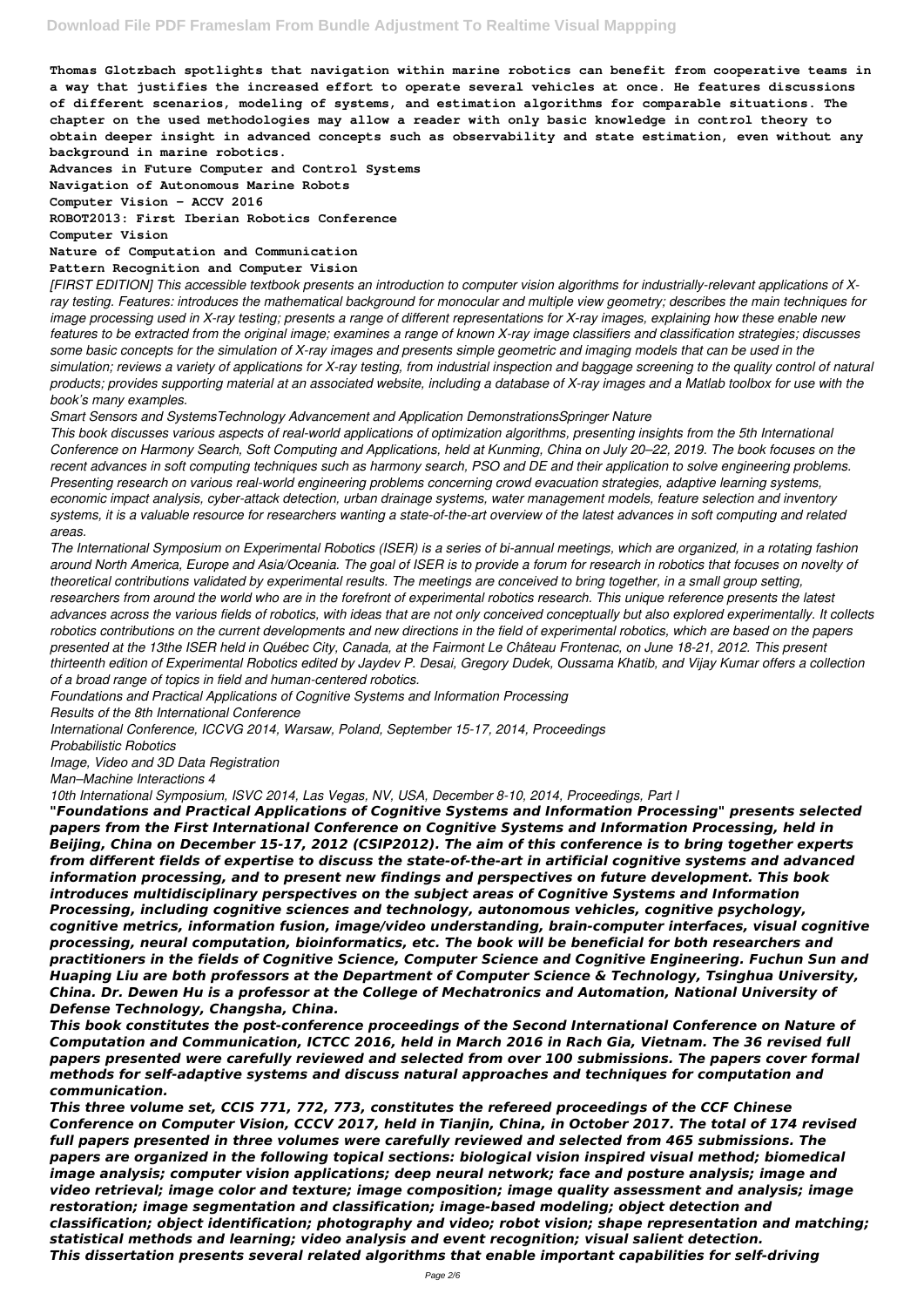**Thomas Glotzbach spotlights that navigation within marine robotics can benefit from cooperative teams in a way that justifies the increased effort to operate several vehicles at once. He features discussions of different scenarios, modeling of systems, and estimation algorithms for comparable situations. The chapter on the used methodologies may allow a reader with only basic knowledge in control theory to obtain deeper insight in advanced concepts such as observability and state estimation, even without any background in marine robotics.**

**Advances in Future Computer and Control Systems**
**Navigation of Autonomous Marine Robots**
**Computer Vision - ACCV 2016**
**ROBOT2013: First Iberian Robotics Conference**
**Computer Vision**
**Nature of Computation and Communication**
**Pattern Recognition and Computer Vision**

*[FIRST EDITION] This accessible textbook presents an introduction to computer vision algorithms for industrially-relevant applications of X-ray testing. Features: introduces the mathematical background for monocular and multiple view geometry; describes the main techniques for image processing used in X-ray testing; presents a range of different representations for X-ray images, explaining how these enable new features to be extracted from the original image; examines a range of known X-ray image classifiers and classification strategies; discusses some basic concepts for the simulation of X-ray images and presents simple geometric and imaging models that can be used in the simulation; reviews a variety of applications for X-ray testing, from industrial inspection and baggage screening to the quality control of natural products; provides supporting material at an associated website, including a database of X-ray images and a Matlab toolbox for use with the book's many examples.*

*Smart Sensors and SystemsTechnology Advancement and Application DemonstrationsSpringer Nature*

*This book discusses various aspects of real-world applications of optimization algorithms, presenting insights from the 5th International Conference on Harmony Search, Soft Computing and Applications, held at Kunming, China on July 20–22, 2019. The book focuses on the recent advances in soft computing techniques such as harmony search, PSO and DE and their application to solve engineering problems. Presenting research on various real-world engineering problems concerning crowd evacuation strategies, adaptive learning systems, economic impact analysis, cyber-attack detection, urban drainage systems, water management models, feature selection and inventory systems, it is a valuable resource for researchers wanting a state-of-the-art overview of the latest advances in soft computing and related areas.*

*The International Symposium on Experimental Robotics (ISER) is a series of bi-annual meetings, which are organized, in a rotating fashion around North America, Europe and Asia/Oceania. The goal of ISER is to provide a forum for research in robotics that focuses on novelty of theoretical contributions validated by experimental results. The meetings are conceived to bring together, in a small group setting, researchers from around the world who are in the forefront of experimental robotics research. This unique reference presents the latest advances across the various fields of robotics, with ideas that are not only conceived conceptually but also explored experimentally. It collects robotics contributions on the current developments and new directions in the field of experimental robotics, which are based on the papers presented at the 13the ISER held in Québec City, Canada, at the Fairmont Le Château Frontenac, on June 18-21, 2012. This present thirteenth edition of Experimental Robotics edited by Jaydev P. Desai, Gregory Dudek, Oussama Khatib, and Vijay Kumar offers a collection of a broad range of topics in field and human-centered robotics.*

*Foundations and Practical Applications of Cognitive Systems and Information Processing*
*Results of the 8th International Conference*
*International Conference, ICCVG 2014, Warsaw, Poland, September 15-17, 2014, Proceedings*
*Probabilistic Robotics*
*Image, Video and 3D Data Registration*
*Man–Machine Interactions 4*
*10th International Symposium, ISVC 2014, Las Vegas, NV, USA, December 8-10, 2014, Proceedings, Part I*

***"Foundations and Practical Applications of Cognitive Systems and Information Processing" presents selected papers from the First International Conference on Cognitive Systems and Information Processing, held in Beijing, China on December 15-17, 2012 (CSIP2012). The aim of this conference is to bring together experts from different fields of expertise to discuss the state-of-the-art in artificial cognitive systems and advanced information processing, and to present new findings and perspectives on future development. This book introduces multidisciplinary perspectives on the subject areas of Cognitive Systems and Information Processing, including cognitive sciences and technology, autonomous vehicles, cognitive psychology, cognitive metrics, information fusion, image/video understanding, brain-computer interfaces, visual cognitive processing, neural computation, bioinformatics, etc. The book will be beneficial for both researchers and practitioners in the fields of Cognitive Science, Computer Science and Cognitive Engineering. Fuchun Sun and Huaping Liu are both professors at the Department of Computer Science & Technology, Tsinghua University, China. Dr. Dewen Hu is a professor at the College of Mechatronics and Automation, National University of Defense Technology, Changsha, China.***

***This book constitutes the post-conference proceedings of the Second International Conference on Nature of Computation and Communication, ICTCC 2016, held in March 2016 in Rach Gia, Vietnam. The 36 revised full papers presented were carefully reviewed and selected from over 100 submissions. The papers cover formal methods for self-adaptive systems and discuss natural approaches and techniques for computation and communication.***

***This three volume set, CCIS 771, 772, 773, constitutes the refereed proceedings of the CCF Chinese Conference on Computer Vision, CCCV 2017, held in Tianjin, China, in October 2017. The total of 174 revised full papers presented in three volumes were carefully reviewed and selected from 465 submissions. The papers are organized in the following topical sections: biological vision inspired visual method; biomedical image analysis; computer vision applications; deep neural network; face and posture analysis; image and video retrieval; image color and texture; image composition; image quality assessment and analysis; image restoration; image segmentation and classification; image-based modeling; object detection and classification; object identification; photography and video; robot vision; shape representation and matching; statistical methods and learning; video analysis and event recognition; visual salient detection.***

***This dissertation presents several related algorithms that enable important capabilities for self-driving***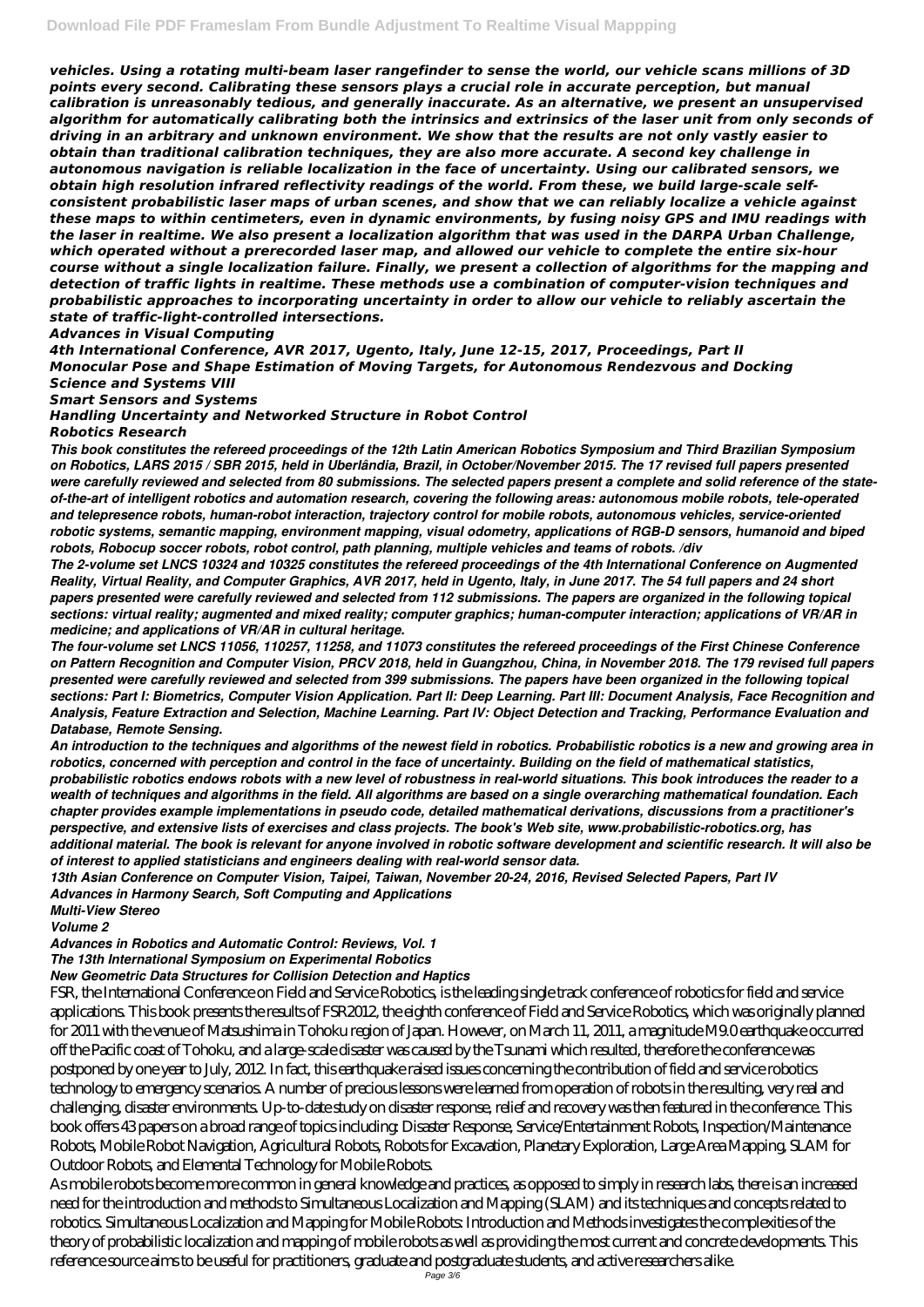*vehicles. Using a rotating multi-beam laser rangefinder to sense the world, our vehicle scans millions of 3D points every second. Calibrating these sensors plays a crucial role in accurate perception, but manual calibration is unreasonably tedious, and generally inaccurate. As an alternative, we present an unsupervised algorithm for automatically calibrating both the intrinsics and extrinsics of the laser unit from only seconds of driving in an arbitrary and unknown environment. We show that the results are not only vastly easier to obtain than traditional calibration techniques, they are also more accurate. A second key challenge in autonomous navigation is reliable localization in the face of uncertainty. Using our calibrated sensors, we obtain high resolution infrared reflectivity readings of the world. From these, we build large-scale self-consistent probabilistic laser maps of urban scenes, and show that we can reliably localize a vehicle against these maps to within centimeters, even in dynamic environments, by fusing noisy GPS and IMU readings with the laser in realtime. We also present a localization algorithm that was used in the DARPA Urban Challenge, which operated without a prerecorded laser map, and allowed our vehicle to complete the entire six-hour course without a single localization failure. Finally, we present a collection of algorithms for the mapping and detection of traffic lights in realtime. These methods use a combination of computer-vision techniques and probabilistic approaches to incorporating uncertainty in order to allow our vehicle to reliably ascertain the state of traffic-light-controlled intersections.*

*Advances in Visual Computing*

*4th International Conference, AVR 2017, Ugento, Italy, June 12-15, 2017, Proceedings, Part II*

*Monocular Pose and Shape Estimation of Moving Targets, for Autonomous Rendezvous and Docking*

*Science and Systems VIII*

*Smart Sensors and Systems*

*Handling Uncertainty and Networked Structure in Robot Control*

*Robotics Research*

*This book constitutes the refereed proceedings of the 12th Latin American Robotics Symposium and Third Brazilian Symposium on Robotics, LARS 2015 / SBR 2015, held in Uberlândia, Brazil, in October/November 2015. The 17 revised full papers presented were carefully reviewed and selected from 80 submissions. The selected papers present a complete and solid reference of the state-of-the-art of intelligent robotics and automation research, covering the following areas: autonomous mobile robots, tele-operated and telepresence robots, human-robot interaction, trajectory control for mobile robots, autonomous vehicles, service-oriented robotic systems, semantic mapping, environment mapping, visual odometry, applications of RGB-D sensors, humanoid and biped robots, Robocup soccer robots, robot control, path planning, multiple vehicles and teams of robots. /div*

*The 2-volume set LNCS 10324 and 10325 constitutes the refereed proceedings of the 4th International Conference on Augmented Reality, Virtual Reality, and Computer Graphics, AVR 2017, held in Ugento, Italy, in June 2017. The 54 full papers and 24 short papers presented were carefully reviewed and selected from 112 submissions. The papers are organized in the following topical sections: virtual reality; augmented and mixed reality; computer graphics; human-computer interaction; applications of VR/AR in medicine; and applications of VR/AR in cultural heritage.*

*The four-volume set LNCS 11056, 110257, 11258, and 11073 constitutes the refereed proceedings of the First Chinese Conference on Pattern Recognition and Computer Vision, PRCV 2018, held in Guangzhou, China, in November 2018. The 179 revised full papers presented were carefully reviewed and selected from 399 submissions. The papers have been organized in the following topical sections: Part I: Biometrics, Computer Vision Application. Part II: Deep Learning. Part III: Document Analysis, Face Recognition and Analysis, Feature Extraction and Selection, Machine Learning. Part IV: Object Detection and Tracking, Performance Evaluation and Database, Remote Sensing.*

*An introduction to the techniques and algorithms of the newest field in robotics. Probabilistic robotics is a new and growing area in robotics, concerned with perception and control in the face of uncertainty. Building on the field of mathematical statistics, probabilistic robotics endows robots with a new level of robustness in real-world situations. This book introduces the reader to a wealth of techniques and algorithms in the field. All algorithms are based on a single overarching mathematical foundation. Each chapter provides example implementations in pseudo code, detailed mathematical derivations, discussions from a practitioner's perspective, and extensive lists of exercises and class projects. The book's Web site, www.probabilistic-robotics.org, has additional material. The book is relevant for anyone involved in robotic software development and scientific research. It will also be of interest to applied statisticians and engineers dealing with real-world sensor data.*

*13th Asian Conference on Computer Vision, Taipei, Taiwan, November 20-24, 2016, Revised Selected Papers, Part IV*

*Advances in Harmony Search, Soft Computing and Applications*

*Multi-View Stereo*

*Volume 2*

*Advances in Robotics and Automatic Control: Reviews, Vol. 1*

*The 13th International Symposium on Experimental Robotics*

*New Geometric Data Structures for Collision Detection and Haptics*

FSR, the International Conference on Field and Service Robotics, is the leading single track conference of robotics for field and service applications. This book presents the results of FSR2012, the eighth conference of Field and Service Robotics, which was originally planned for 2011 with the venue of Matsushima in Tohoku region of Japan. However, on March 11, 2011, a magnitude M9.0 earthquake occurred off the Pacific coast of Tohoku, and a large-scale disaster was caused by the Tsunami which resulted, therefore the conference was postponed by one year to July, 2012. In fact, this earthquake raised issues concerning the contribution of field and service robotics technology to emergency scenarios. A number of precious lessons were learned from operation of robots in the resulting, very real and challenging, disaster environments. Up-to-date study on disaster response, relief and recovery was then featured in the conference. This book offers 43 papers on a broad range of topics including: Disaster Response, Service/Entertainment Robots, Inspection/Maintenance Robots, Mobile Robot Navigation, Agricultural Robots, Robots for Excavation, Planetary Exploration, Large Area Mapping, SLAM for Outdoor Robots, and Elemental Technology for Mobile Robots.

As mobile robots become more common in general knowledge and practices, as opposed to simply in research labs, there is an increased need for the introduction and methods to Simultaneous Localization and Mapping (SLAM) and its techniques and concepts related to robotics. Simultaneous Localization and Mapping for Mobile Robots: Introduction and Methods investigates the complexities of the theory of probabilistic localization and mapping of mobile robots as well as providing the most current and concrete developments. This reference source aims to be useful for practitioners, graduate and postgraduate students, and active researchers alike.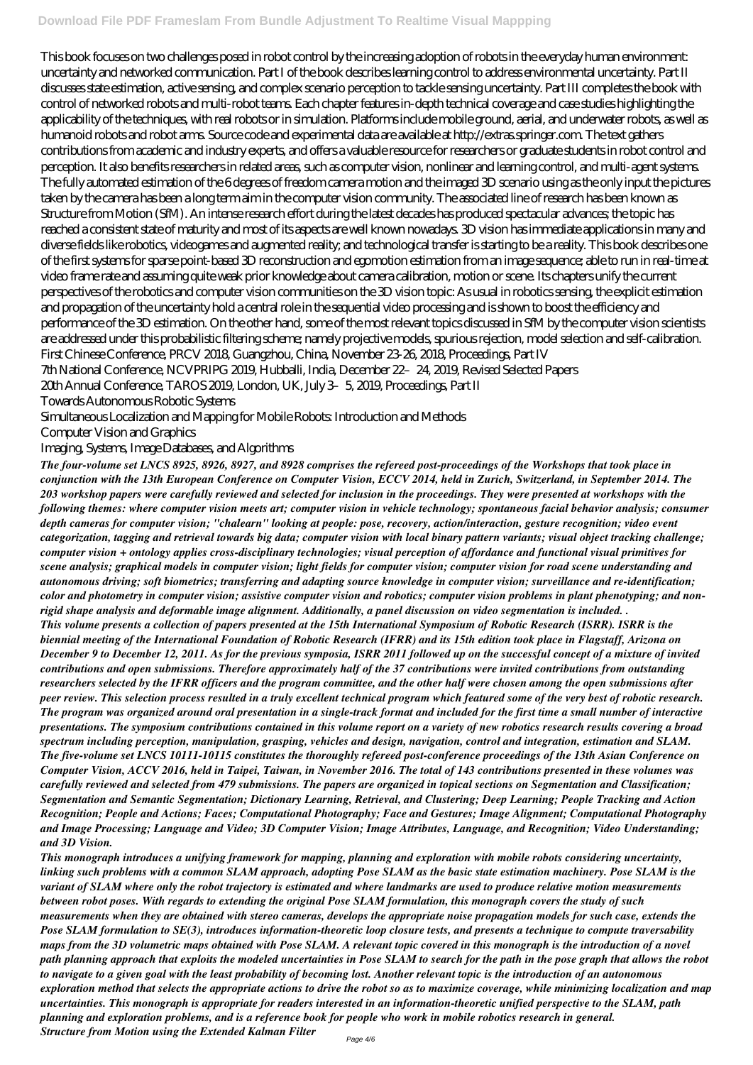This book focuses on two challenges posed in robot control by the increasing adoption of robots in the everyday human environment: uncertainty and networked communication. Part I of the book describes learning control to address environmental uncertainty. Part II discusses state estimation, active sensing, and complex scenario perception to tackle sensing uncertainty. Part III completes the book with control of networked robots and multi-robot teams. Each chapter features in-depth technical coverage and case studies highlighting the applicability of the techniques, with real robots or in simulation. Platforms include mobile ground, aerial, and underwater robots, as well as humanoid robots and robot arms. Source code and experimental data are available at http://extras.springer.com. The text gathers contributions from academic and industry experts, and offers a valuable resource for researchers or graduate students in robot control and perception. It also benefits researchers in related areas, such as computer vision, nonlinear and learning control, and multi-agent systems. The fully automated estimation of the 6 degrees of freedom camera motion and the imaged 3D scenario using as the only input the pictures taken by the camera has been a long term aim in the computer vision community. The associated line of research has been known as Structure from Motion (SfM). An intense research effort during the latest decades has produced spectacular advances; the topic has reached a consistent state of maturity and most of its aspects are well known nowadays. 3D vision has immediate applications in many and diverse fields like robotics, videogames and augmented reality; and technological transfer is starting to be a reality. This book describes one of the first systems for sparse point-based 3D reconstruction and egomotion estimation from an image sequence; able to run in real-time at video frame rate and assuming quite weak prior knowledge about camera calibration, motion or scene. Its chapters unify the current perspectives of the robotics and computer vision communities on the 3D vision topic: As usual in robotics sensing, the explicit estimation and propagation of the uncertainty hold a central role in the sequential video processing and is shown to boost the efficiency and performance of the 3D estimation. On the other hand, some of the most relevant topics discussed in SfM by the computer vision scientists are addressed under this probabilistic filtering scheme; namely projective models, spurious rejection, model selection and self-calibration.

First Chinese Conference, PRCV 2018, Guangzhou, China, November 23-26, 2018, Proceedings, Part IV

7th National Conference, NCVPRIPG 2019, Hubballi, India, December 22–24, 2019, Revised Selected Papers

20th Annual Conference, TAROS 2019, London, UK, July 3–5, 2019, Proceedings, Part II

Towards Autonomous Robotic Systems

Simultaneous Localization and Mapping for Mobile Robots: Introduction and Methods

Computer Vision and Graphics

Imaging, Systems, Image Databases, and Algorithms

***The four-volume set LNCS 8925, 8926, 8927, and 8928 comprises the refereed post-proceedings of the Workshops that took place in conjunction with the 13th European Conference on Computer Vision, ECCV 2014, held in Zurich, Switzerland, in September 2014. The 203 workshop papers were carefully reviewed and selected for inclusion in the proceedings. They were presented at workshops with the following themes: where computer vision meets art; computer vision in vehicle technology; spontaneous facial behavior analysis; consumer depth cameras for computer vision; "chalearn" looking at people: pose, recovery, action/interaction, gesture recognition; video event categorization, tagging and retrieval towards big data; computer vision with local binary pattern variants; visual object tracking challenge; computer vision + ontology applies cross-disciplinary technologies; visual perception of affordance and functional visual primitives for scene analysis; graphical models in computer vision; light fields for computer vision; computer vision for road scene understanding and autonomous driving; soft biometrics; transferring and adapting source knowledge in computer vision; surveillance and re-identification; color and photometry in computer vision; assistive computer vision and robotics; computer vision problems in plant phenotyping; and non-rigid shape analysis and deformable image alignment. Additionally, a panel discussion on video segmentation is included. .***

***This volume presents a collection of papers presented at the 15th International Symposium of Robotic Research (ISRR). ISRR is the biennial meeting of the International Foundation of Robotic Research (IFRR) and its 15th edition took place in Flagstaff, Arizona on December 9 to December 12, 2011. As for the previous symposia, ISRR 2011 followed up on the successful concept of a mixture of invited contributions and open submissions. Therefore approximately half of the 37 contributions were invited contributions from outstanding researchers selected by the IFRR officers and the program committee, and the other half were chosen among the open submissions after peer review. This selection process resulted in a truly excellent technical program which featured some of the very best of robotic research. The program was organized around oral presentation in a single-track format and included for the first time a small number of interactive presentations. The symposium contributions contained in this volume report on a variety of new robotics research results covering a broad spectrum including perception, manipulation, grasping, vehicles and design, navigation, control and integration, estimation and SLAM.***

***The five-volume set LNCS 10111-10115 constitutes the thoroughly refereed post-conference proceedings of the 13th Asian Conference on Computer Vision, ACCV 2016, held in Taipei, Taiwan, in November 2016. The total of 143 contributions presented in these volumes was carefully reviewed and selected from 479 submissions. The papers are organized in topical sections on Segmentation and Classification; Segmentation and Semantic Segmentation; Dictionary Learning, Retrieval, and Clustering; Deep Learning; People Tracking and Action Recognition; People and Actions; Faces; Computational Photography; Face and Gestures; Image Alignment; Computational Photography and Image Processing; Language and Video; 3D Computer Vision; Image Attributes, Language, and Recognition; Video Understanding; and 3D Vision.***

***This monograph introduces a unifying framework for mapping, planning and exploration with mobile robots considering uncertainty, linking such problems with a common SLAM approach, adopting Pose SLAM as the basic state estimation machinery. Pose SLAM is the variant of SLAM where only the robot trajectory is estimated and where landmarks are used to produce relative motion measurements between robot poses. With regards to extending the original Pose SLAM formulation, this monograph covers the study of such measurements when they are obtained with stereo cameras, develops the appropriate noise propagation models for such case, extends the Pose SLAM formulation to SE(3), introduces information-theoretic loop closure tests, and presents a technique to compute traversability maps from the 3D volumetric maps obtained with Pose SLAM. A relevant topic covered in this monograph is the introduction of a novel path planning approach that exploits the modeled uncertainties in Pose SLAM to search for the path in the pose graph that allows the robot to navigate to a given goal with the least probability of becoming lost. Another relevant topic is the introduction of an autonomous exploration method that selects the appropriate actions to drive the robot so as to maximize coverage, while minimizing localization and map uncertainties. This monograph is appropriate for readers interested in an information-theoretic unified perspective to the SLAM, path planning and exploration problems, and is a reference book for people who work in mobile robotics research in general.***

***Structure from Motion using the Extended Kalman Filter***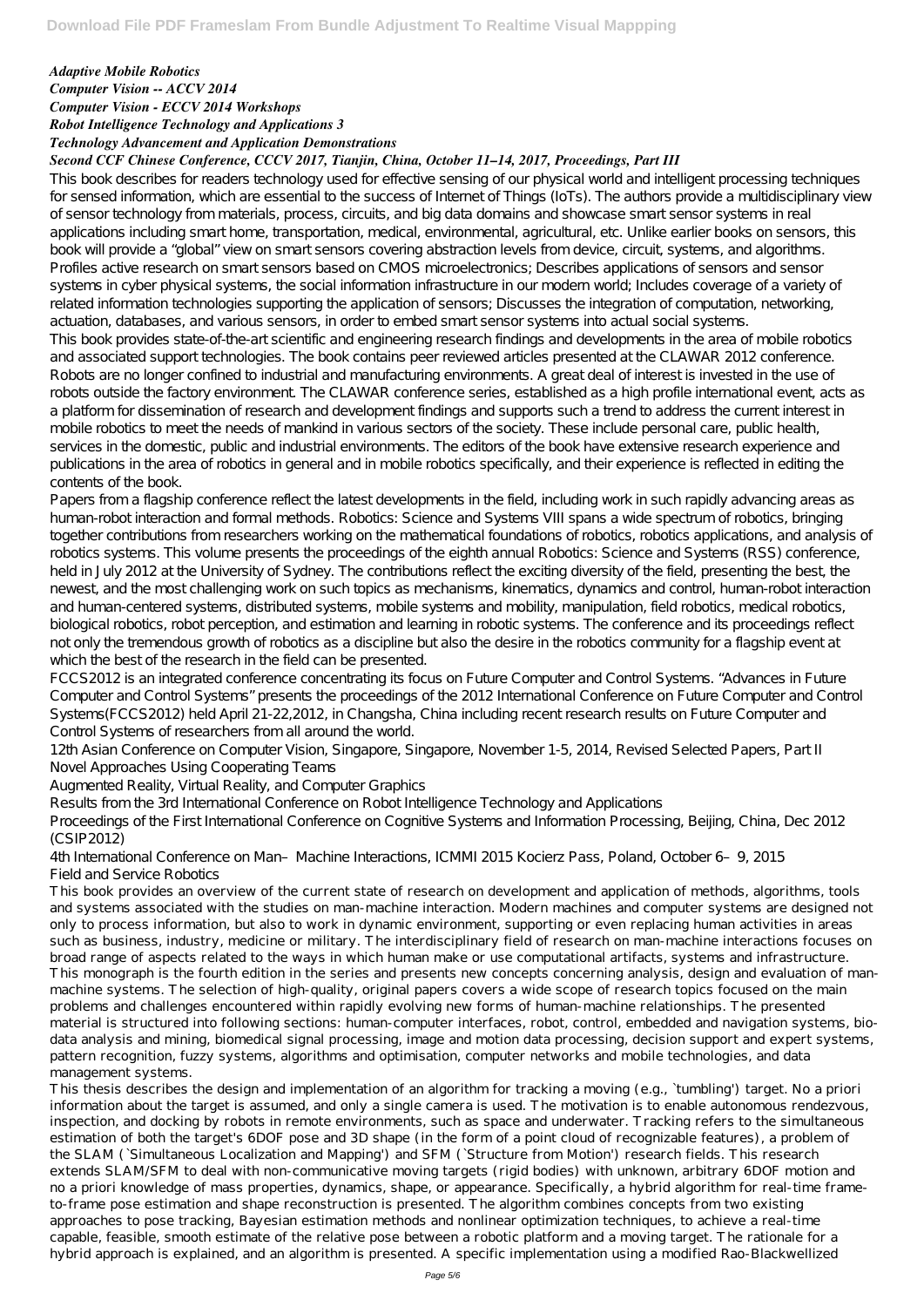*Adaptive Mobile Robotics*
*Computer Vision -- ACCV 2014*
*Computer Vision - ECCV 2014 Workshops*
*Robot Intelligence Technology and Applications 3*
*Technology Advancement and Application Demonstrations*
*Second CCF Chinese Conference, CCCV 2017, Tianjin, China, October 11–14, 2017, Proceedings, Part III*

This book describes for readers technology used for effective sensing of our physical world and intelligent processing techniques for sensed information, which are essential to the success of Internet of Things (IoTs). The authors provide a multidisciplinary view of sensor technology from materials, process, circuits, and big data domains and showcase smart sensor systems in real applications including smart home, transportation, medical, environmental, agricultural, etc. Unlike earlier books on sensors, this book will provide a "global" view on smart sensors covering abstraction levels from device, circuit, systems, and algorithms. Profiles active research on smart sensors based on CMOS microelectronics; Describes applications of sensors and sensor systems in cyber physical systems, the social information infrastructure in our modern world; Includes coverage of a variety of related information technologies supporting the application of sensors; Discusses the integration of computation, networking, actuation, databases, and various sensors, in order to embed smart sensor systems into actual social systems.

This book provides state-of-the-art scientific and engineering research findings and developments in the area of mobile robotics and associated support technologies. The book contains peer reviewed articles presented at the CLAWAR 2012 conference. Robots are no longer confined to industrial and manufacturing environments. A great deal of interest is invested in the use of robots outside the factory environment. The CLAWAR conference series, established as a high profile international event, acts as a platform for dissemination of research and development findings and supports such a trend to address the current interest in mobile robotics to meet the needs of mankind in various sectors of the society. These include personal care, public health, services in the domestic, public and industrial environments. The editors of the book have extensive research experience and publications in the area of robotics in general and in mobile robotics specifically, and their experience is reflected in editing the contents of the book.

Papers from a flagship conference reflect the latest developments in the field, including work in such rapidly advancing areas as human-robot interaction and formal methods. Robotics: Science and Systems VIII spans a wide spectrum of robotics, bringing together contributions from researchers working on the mathematical foundations of robotics, robotics applications, and analysis of robotics systems. This volume presents the proceedings of the eighth annual Robotics: Science and Systems (RSS) conference, held in July 2012 at the University of Sydney. The contributions reflect the exciting diversity of the field, presenting the best, the newest, and the most challenging work on such topics as mechanisms, kinematics, dynamics and control, human-robot interaction and human-centered systems, distributed systems, mobile systems and mobility, manipulation, field robotics, medical robotics, biological robotics, robot perception, and estimation and learning in robotic systems. The conference and its proceedings reflect not only the tremendous growth of robotics as a discipline but also the desire in the robotics community for a flagship event at which the best of the research in the field can be presented.

FCCS2012 is an integrated conference concentrating its focus on Future Computer and Control Systems. "Advances in Future Computer and Control Systems" presents the proceedings of the 2012 International Conference on Future Computer and Control Systems(FCCS2012) held April 21-22,2012, in Changsha, China including recent research results on Future Computer and Control Systems of researchers from all around the world.

12th Asian Conference on Computer Vision, Singapore, Singapore, November 1-5, 2014, Revised Selected Papers, Part II
Novel Approaches Using Cooperating Teams
Augmented Reality, Virtual Reality, and Computer Graphics
Results from the 3rd International Conference on Robot Intelligence Technology and Applications
Proceedings of the First International Conference on Cognitive Systems and Information Processing, Beijing, China, Dec 2012 (CSIP2012)
4th International Conference on Man–Machine Interactions, ICMMI 2015 Kocierz Pass, Poland, October 6–9, 2015
Field and Service Robotics

This book provides an overview of the current state of research on development and application of methods, algorithms, tools and systems associated with the studies on man-machine interaction. Modern machines and computer systems are designed not only to process information, but also to work in dynamic environment, supporting or even replacing human activities in areas such as business, industry, medicine or military. The interdisciplinary field of research on man-machine interactions focuses on broad range of aspects related to the ways in which human make or use computational artifacts, systems and infrastructure. This monograph is the fourth edition in the series and presents new concepts concerning analysis, design and evaluation of man-machine systems. The selection of high-quality, original papers covers a wide scope of research topics focused on the main problems and challenges encountered within rapidly evolving new forms of human-machine relationships. The presented material is structured into following sections: human-computer interfaces, robot, control, embedded and navigation systems, bio-data analysis and mining, biomedical signal processing, image and motion data processing, decision support and expert systems, pattern recognition, fuzzy systems, algorithms and optimisation, computer networks and mobile technologies, and data management systems.

This thesis describes the design and implementation of an algorithm for tracking a moving (e.g., `tumbling') target. No a priori information about the target is assumed, and only a single camera is used. The motivation is to enable autonomous rendezvous, inspection, and docking by robots in remote environments, such as space and underwater. Tracking refers to the simultaneous estimation of both the target's 6DOF pose and 3D shape (in the form of a point cloud of recognizable features), a problem of the SLAM (`Simultaneous Localization and Mapping') and SFM (`Structure from Motion') research fields. This research extends SLAM/SFM to deal with non-communicative moving targets (rigid bodies) with unknown, arbitrary 6DOF motion and no a priori knowledge of mass properties, dynamics, shape, or appearance. Specifically, a hybrid algorithm for real-time frame-to-frame pose estimation and shape reconstruction is presented. The algorithm combines concepts from two existing approaches to pose tracking, Bayesian estimation methods and nonlinear optimization techniques, to achieve a real-time capable, feasible, smooth estimate of the relative pose between a robotic platform and a moving target. The rationale for a hybrid approach is explained, and an algorithm is presented. A specific implementation using a modified Rao-Blackwellized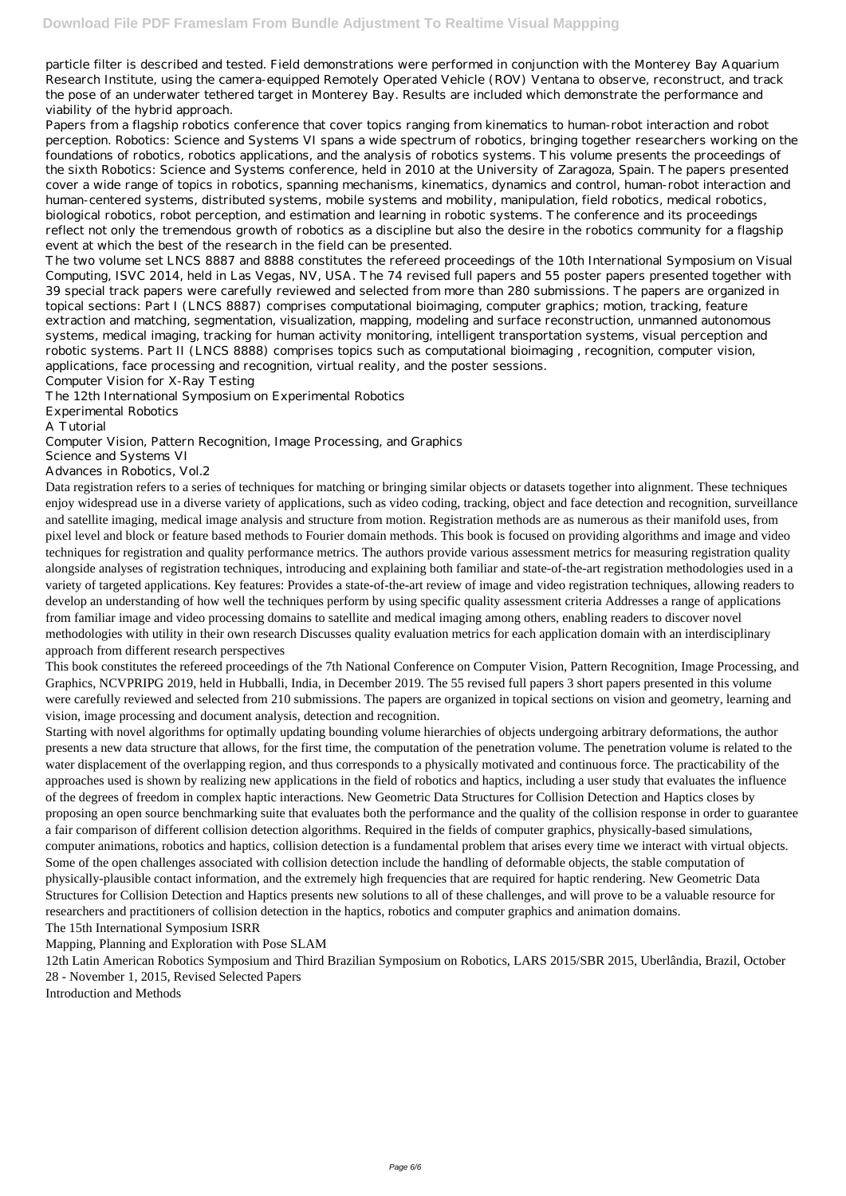particle filter is described and tested. Field demonstrations were performed in conjunction with the Monterey Bay Aquarium Research Institute, using the camera-equipped Remotely Operated Vehicle (ROV) Ventana to observe, reconstruct, and track the pose of an underwater tethered target in Monterey Bay. Results are included which demonstrate the performance and viability of the hybrid approach.

Papers from a flagship robotics conference that cover topics ranging from kinematics to human-robot interaction and robot perception. Robotics: Science and Systems VI spans a wide spectrum of robotics, bringing together researchers working on the foundations of robotics, robotics applications, and the analysis of robotics systems. This volume presents the proceedings of the sixth Robotics: Science and Systems conference, held in 2010 at the University of Zaragoza, Spain. The papers presented cover a wide range of topics in robotics, spanning mechanisms, kinematics, dynamics and control, human-robot interaction and human-centered systems, distributed systems, mobile systems and mobility, manipulation, field robotics, medical robotics, biological robotics, robot perception, and estimation and learning in robotic systems. The conference and its proceedings reflect not only the tremendous growth of robotics as a discipline but also the desire in the robotics community for a flagship event at which the best of the research in the field can be presented.

The two volume set LNCS 8887 and 8888 constitutes the refereed proceedings of the 10th International Symposium on Visual Computing, ISVC 2014, held in Las Vegas, NV, USA. The 74 revised full papers and 55 poster papers presented together with 39 special track papers were carefully reviewed and selected from more than 280 submissions. The papers are organized in topical sections: Part I (LNCS 8887) comprises computational bioimaging, computer graphics; motion, tracking, feature extraction and matching, segmentation, visualization, mapping, modeling and surface reconstruction, unmanned autonomous systems, medical imaging, tracking for human activity monitoring, intelligent transportation systems, visual perception and robotic systems. Part II (LNCS 8888) comprises topics such as computational bioimaging , recognition, computer vision, applications, face processing and recognition, virtual reality, and the poster sessions.

Computer Vision for X-Ray Testing

The 12th International Symposium on Experimental Robotics

Experimental Robotics

A Tutorial

Computer Vision, Pattern Recognition, Image Processing, and Graphics

Science and Systems VI

Advances in Robotics, Vol.2

Data registration refers to a series of techniques for matching or bringing similar objects or datasets together into alignment. These techniques enjoy widespread use in a diverse variety of applications, such as video coding, tracking, object and face detection and recognition, surveillance and satellite imaging, medical image analysis and structure from motion. Registration methods are as numerous as their manifold uses, from pixel level and block or feature based methods to Fourier domain methods. This book is focused on providing algorithms and image and video techniques for registration and quality performance metrics. The authors provide various assessment metrics for measuring registration quality alongside analyses of registration techniques, introducing and explaining both familiar and state-of-the-art registration methodologies used in a variety of targeted applications. Key features: Provides a state-of-the-art review of image and video registration techniques, allowing readers to develop an understanding of how well the techniques perform by using specific quality assessment criteria Addresses a range of applications from familiar image and video processing domains to satellite and medical imaging among others, enabling readers to discover novel methodologies with utility in their own research Discusses quality evaluation metrics for each application domain with an interdisciplinary approach from different research perspectives

This book constitutes the refereed proceedings of the 7th National Conference on Computer Vision, Pattern Recognition, Image Processing, and Graphics, NCVPRIPG 2019, held in Hubballi, India, in December 2019. The 55 revised full papers 3 short papers presented in this volume were carefully reviewed and selected from 210 submissions. The papers are organized in topical sections on vision and geometry, learning and vision, image processing and document analysis, detection and recognition.

Starting with novel algorithms for optimally updating bounding volume hierarchies of objects undergoing arbitrary deformations, the author presents a new data structure that allows, for the first time, the computation of the penetration volume. The penetration volume is related to the water displacement of the overlapping region, and thus corresponds to a physically motivated and continuous force. The practicability of the approaches used is shown by realizing new applications in the field of robotics and haptics, including a user study that evaluates the influence of the degrees of freedom in complex haptic interactions. New Geometric Data Structures for Collision Detection and Haptics closes by proposing an open source benchmarking suite that evaluates both the performance and the quality of the collision response in order to guarantee a fair comparison of different collision detection algorithms. Required in the fields of computer graphics, physically-based simulations, computer animations, robotics and haptics, collision detection is a fundamental problem that arises every time we interact with virtual objects. Some of the open challenges associated with collision detection include the handling of deformable objects, the stable computation of physically-plausible contact information, and the extremely high frequencies that are required for haptic rendering. New Geometric Data Structures for Collision Detection and Haptics presents new solutions to all of these challenges, and will prove to be a valuable resource for researchers and practitioners of collision detection in the haptics, robotics and computer graphics and animation domains.

The 15th International Symposium ISRR

Mapping, Planning and Exploration with Pose SLAM

12th Latin American Robotics Symposium and Third Brazilian Symposium on Robotics, LARS 2015/SBR 2015, Uberlândia, Brazil, October 28 - November 1, 2015, Revised Selected Papers

Introduction and Methods